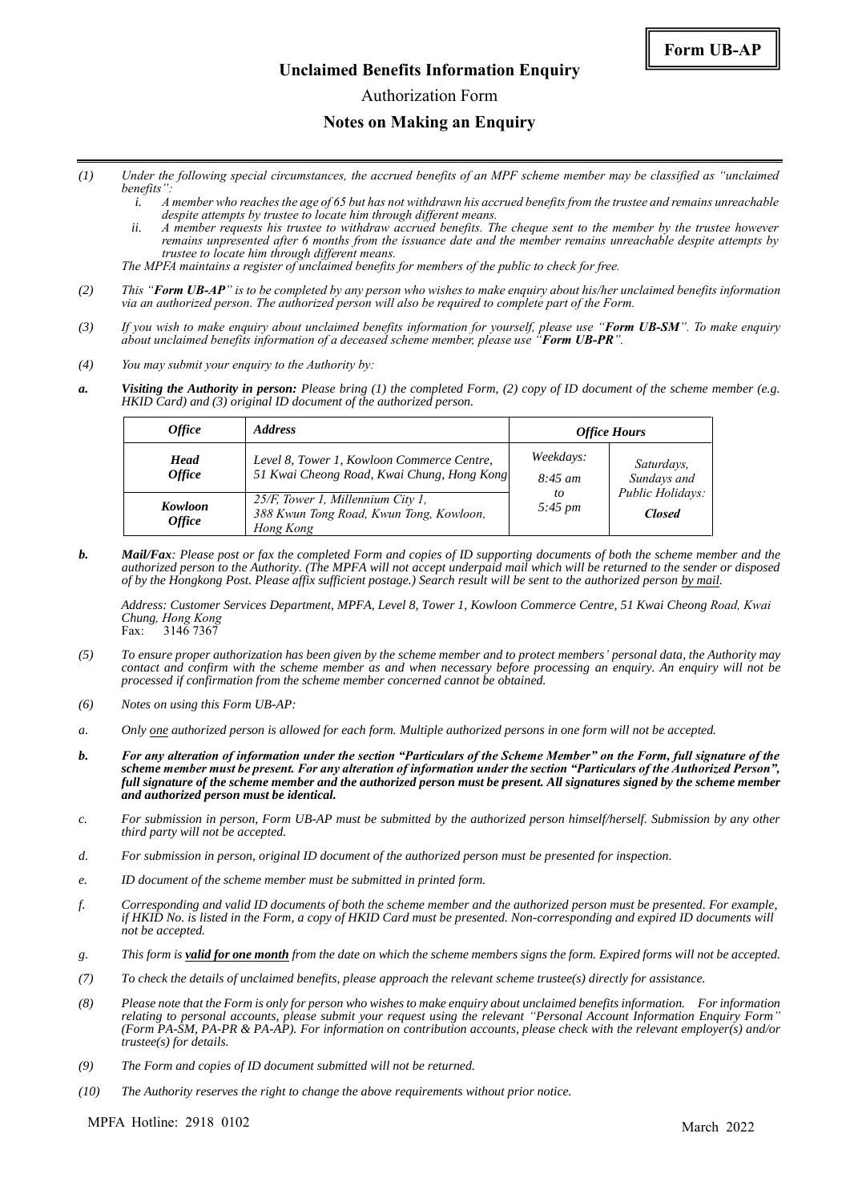**Form UB-AP**

# Unclaimed Benefits Information Enquiry

Authorization Form

## Notes on Making an Enquiry

*(1) Under the following special circumstances, the accrued benefits of an MPF scheme member may be classified as "unclaimed benefits":*

*i. A member who reaches the age of 65 but has not withdrawn his accrued benefits from the trustee and remains unreachable despite attempts by trustee to locate him through different means.*

*ii. A member requests his trustee to withdraw accrued benefits. The cheque sent to the member by the trustee however remains unpresented after 6 months from the issuance date and the member remains unreachable despite attempts by trustee to locate him through different means.*

*The MPFA maintains a register of unclaimed benefits for members of the public to check for free.*

*(2) This "**Form UB-AP**" is to be completed by any person who wishes to make enquiry about his/her unclaimed benefits information via an authorized person. The authorized person will also be required to complete part of the Form.*

*(3) If you wish to make enquiry about unclaimed benefits information for yourself, please use "**Form UB-SM**". To make enquiry about unclaimed benefits information of a deceased scheme member, please use "**Form UB-PR**".*

*(4) You may submit your enquiry to the Authority by:*

***a. Visiting the Authority in person:** Please bring (1) the completed Form, (2) copy of ID document of the scheme member (e.g. HKID Card) and (3) original ID document of the authorized person.*

| *Office* | *Address* | *Office Hours* | |
|---|---|---|---|
| ***Head Office*** | *Level 8, Tower 1, Kowloon Commerce Centre, 51 Kwai Cheong Road, Kwai Chung, Hong Kong* | *Weekdays: 8:45 am to 5:45 pm* | *Saturdays, Sundays and Public Holidays: **Closed*** |
| ***Kowloon Office*** | *25/F, Tower 1, Millennium City 1, 388 Kwun Tong Road, Kwun Tong, Kowloon, Hong Kong* | | |

***b. Mail/Fax**: Please post or fax the completed Form and copies of ID supporting documents of both the scheme member and the authorized person to the Authority. (The MPFA will not accept underpaid mail which will be returned to the sender or disposed of by the Hongkong Post. Please affix sufficient postage.) Search result will be sent to the authorized person by mail.*

*Address: Customer Services Department, MPFA, Level 8, Tower 1, Kowloon Commerce Centre, 51 Kwai Cheong Road, Kwai Chung, Hong Kong*
Fax: 3146 7367

*(5) To ensure proper authorization has been given by the scheme member and to protect members' personal data, the Authority may contact and confirm with the scheme member as and when necessary before processing an enquiry. An enquiry will not be processed if confirmation from the scheme member concerned cannot be obtained.*

*(6) Notes on using this Form UB-AP:*

*a. Only one authorized person is allowed for each form. Multiple authorized persons in one form will not be accepted.*

***b. For any alteration of information under the section "Particulars of the Scheme Member" on the Form, full signature of the scheme member must be present. For any alteration of information under the section "Particulars of the Authorized Person", full signature of the scheme member and the authorized person must be present. All signatures signed by the scheme member and authorized person must be identical.***

*c. For submission in person, Form UB-AP must be submitted by the authorized person himself/herself. Submission by any other third party will not be accepted.*

*d. For submission in person, original ID document of the authorized person must be presented for inspection.*

*e. ID document of the scheme member must be submitted in printed form.*

*f. Corresponding and valid ID documents of both the scheme member and the authorized person must be presented. For example, if HKID No. is listed in the Form, a copy of HKID Card must be presented. Non-corresponding and expired ID documents will not be accepted.*

*g. This form is **valid for one month** from the date on which the scheme members signs the form. Expired forms will not be accepted.*

*(7) To check the details of unclaimed benefits, please approach the relevant scheme trustee(s) directly for assistance.*

*(8) Please note that the Form is only for person who wishes to make enquiry about unclaimed benefits information. For information relating to personal accounts, please submit your request using the relevant "Personal Account Information Enquiry Form" (Form PA-SM, PA-PR & PA-AP). For information on contribution accounts, please check with the relevant employer(s) and/or trustee(s) for details.*

*(9) The Form and copies of ID document submitted will not be returned.*

*(10) The Authority reserves the right to change the above requirements without prior notice.*

MPFA Hotline: 2918 0102

March 2022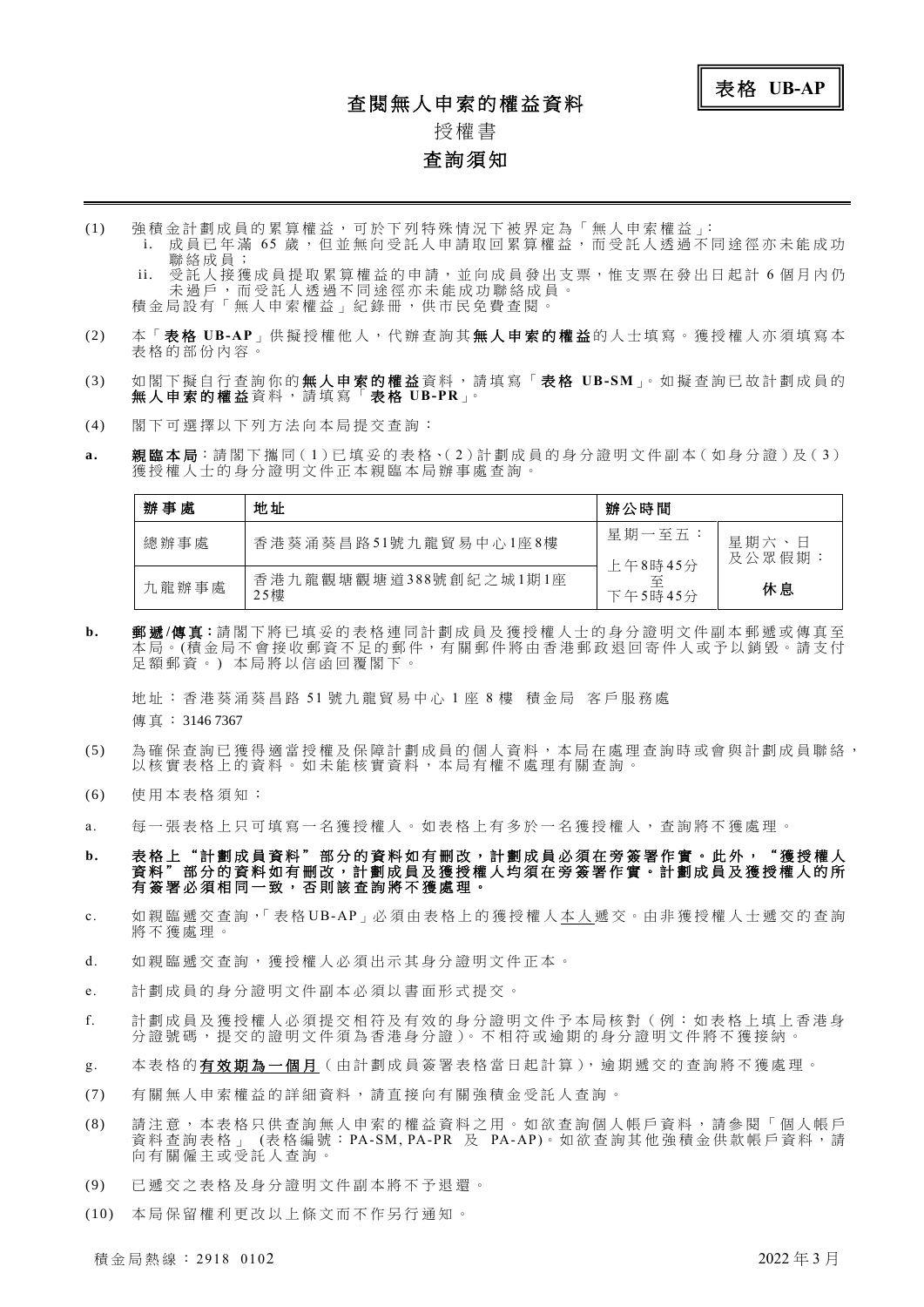**表格 UB-AP**

# 查閱無人申索的權益資料

## 授權書

## 查詢須知

(1) 強積金計劃成員的累算權益，可於下列特殊情況下被界定為「無人申索權益」：
   i. 成員已年滿 65 歲，但並無向受託人申請取回累算權益，而受託人透過不同途徑亦未能成功聯絡成員；
   ii. 受託人接獲成員提取累算權益的申請，並向成員發出支票，惟支票在發出日起計 6 個月內仍未過戶，而受託人透過不同途徑亦未能成功聯絡成員。

   積金局設有「無人申索權益」紀錄冊，供市民免費查閱。

(2) 本「**表格 UB-AP**」供擬授權他人，代辦查詢其**無人申索的權益**的人士填寫。獲授權人亦須填寫本表格的部份內容。

(3) 如閣下擬自行查詢你的**無人申索的權益**資料，請填寫「**表格 UB-SM**」。如擬查詢已故計劃成員的**無人申索的權益**資料，請填寫「**表格 UB-PR**」。

(4) 閣下可選擇以下列方法向本局提交查詢：

**a.** **親臨本局**：請閣下攜同（1）已填妥的表格、（2）計劃成員的身分證明文件副本（如身分證）及（3）獲授權人士的身分證明文件正本親臨本局辦事處查詢。

| 辦事處 | 地址 | 辦公時間 | |
|---|---|---|---|
| 總辦事處 | 香港葵涌葵昌路51號九龍貿易中心1座8樓 | 星期一至五：上午8時45分至下午5時45分 | 星期六、日及公眾假期：**休息** |
| 九龍辦事處 | 香港九龍觀塘觀塘道388號創紀之城1期1座25樓 | | |

**b.** **郵遞/傳真**：請閣下將已填妥的表格連同計劃成員及獲授權人士的身分證明文件副本郵遞或傳真至本局。(積金局不會接收郵資不足的郵件，有關郵件將由香港郵政退回寄件人或予以銷毀。請支付足額郵資。) 本局將以信函回覆閣下。

地址：香港葵涌葵昌路 51 號九龍貿易中心 1 座 8 樓　積金局　客戶服務處

傳真：3146 7367

(5) 為確保查詢已獲得適當授權及保障計劃成員的個人資料，本局在處理查詢時或會與計劃成員聯絡，以核實表格上的資料。如未能核實資料，本局有權不處理有關查詢。

(6) 使用本表格須知：

a. 每一張表格上只可填寫一名獲授權人。如表格上有多於一名獲授權人，查詢將不獲處理。

**b. 表格上"計劃成員資料"部分的資料如有刪改，計劃成員必須在旁簽署作實。此外，"獲授權人資料"部分的資料如有刪改，計劃成員及獲授權人均須在旁簽署作實。計劃成員及獲授權人的所有簽署必須相同一致，否則該查詢將不獲處理。**

c. 如親臨遞交查詢，「表格UB-AP」必須由表格上的獲授權人<u>本人</u>遞交。由非獲授權人士遞交的查詢將不獲處理。

d. 如親臨遞交查詢，獲授權人必須出示其身分證明文件正本。

e. 計劃成員的身分證明文件副本必須以書面形式提交。

f. 計劃成員及獲授權人必須提交相符及有效的身分證明文件予本局核對（例：如表格上填上香港身分證號碼，提交的證明文件須為香港身分證）。不相符或逾期的身分證明文件將不獲接納。

g. 本表格的**<u>有效期為一個月</u>**（由計劃成員簽署表格當日起計算），逾期遞交的查詢將不獲處理。

(7) 有關無人申索權益的詳細資料，請直接向有關強積金受託人查詢。

(8) 請注意，本表格只供查詢無人申索的權益資料之用。如欲查詢個人帳戶資料，請參閱「個人帳戶資料查詢表格」(表格編號：PA-SM, PA-PR 及 PA-AP)。如欲查詢其他強積金供款帳戶資料，請向有關僱主或受託人查詢。

(9) 已遞交之表格及身分證明文件副本將不予退還。

(10) 本局保留權利更改以上條文而不作另行通知。

積金局熱線：2918 0102　　2022 年 3 月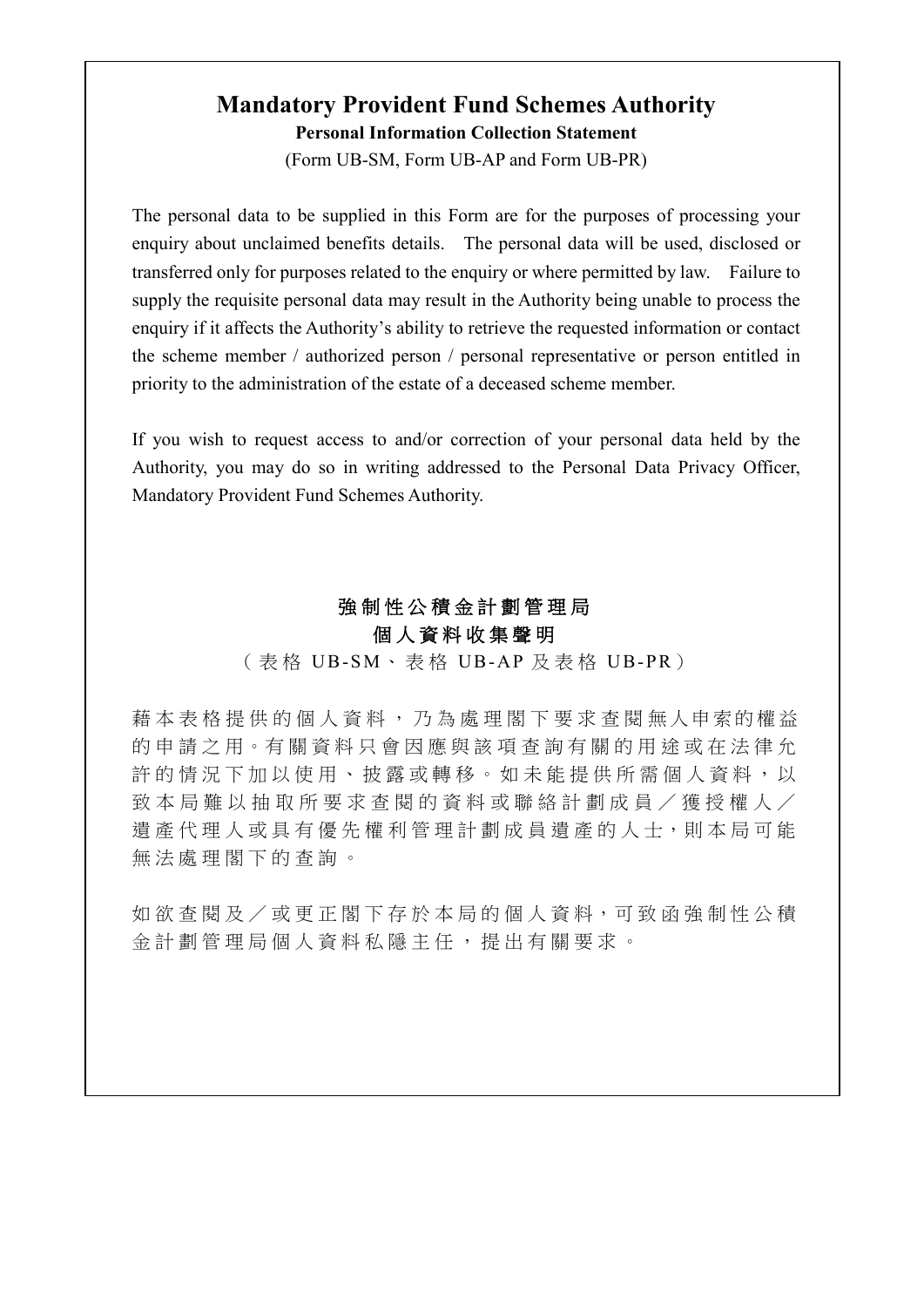# Mandatory Provident Fund Schemes Authority

**Personal Information Collection Statement**

(Form UB-SM, Form UB-AP and Form UB-PR)

The personal data to be supplied in this Form are for the purposes of processing your enquiry about unclaimed benefits details. The personal data will be used, disclosed or transferred only for purposes related to the enquiry or where permitted by law. Failure to supply the requisite personal data may result in the Authority being unable to process the enquiry if it affects the Authority's ability to retrieve the requested information or contact the scheme member / authorized person / personal representative or person entitled in priority to the administration of the estate of a deceased scheme member.

If you wish to request access to and/or correction of your personal data held by the Authority, you may do so in writing addressed to the Personal Data Privacy Officer, Mandatory Provident Fund Schemes Authority.

# 強制性公積金計劃管理局

**個人資料收集聲明**

（表格 UB-SM、表格 UB-AP 及表格 UB-PR）

藉本表格提供的個人資料，乃為處理閣下要求查閱無人申索的權益的申請之用。有關資料只會因應與該項查詢有關的用途或在法律允許的情況下加以使用、披露或轉移。如未能提供所需個人資料，以致本局難以抽取所要求查閱的資料或聯絡計劃成員／獲授權人／遺產代理人或具有優先權利管理計劃成員遺產的人士，則本局可能無法處理閣下的查詢。

如欲查閱及／或更正閣下存於本局的個人資料，可致函強制性公積金計劃管理局個人資料私隱主任，提出有關要求。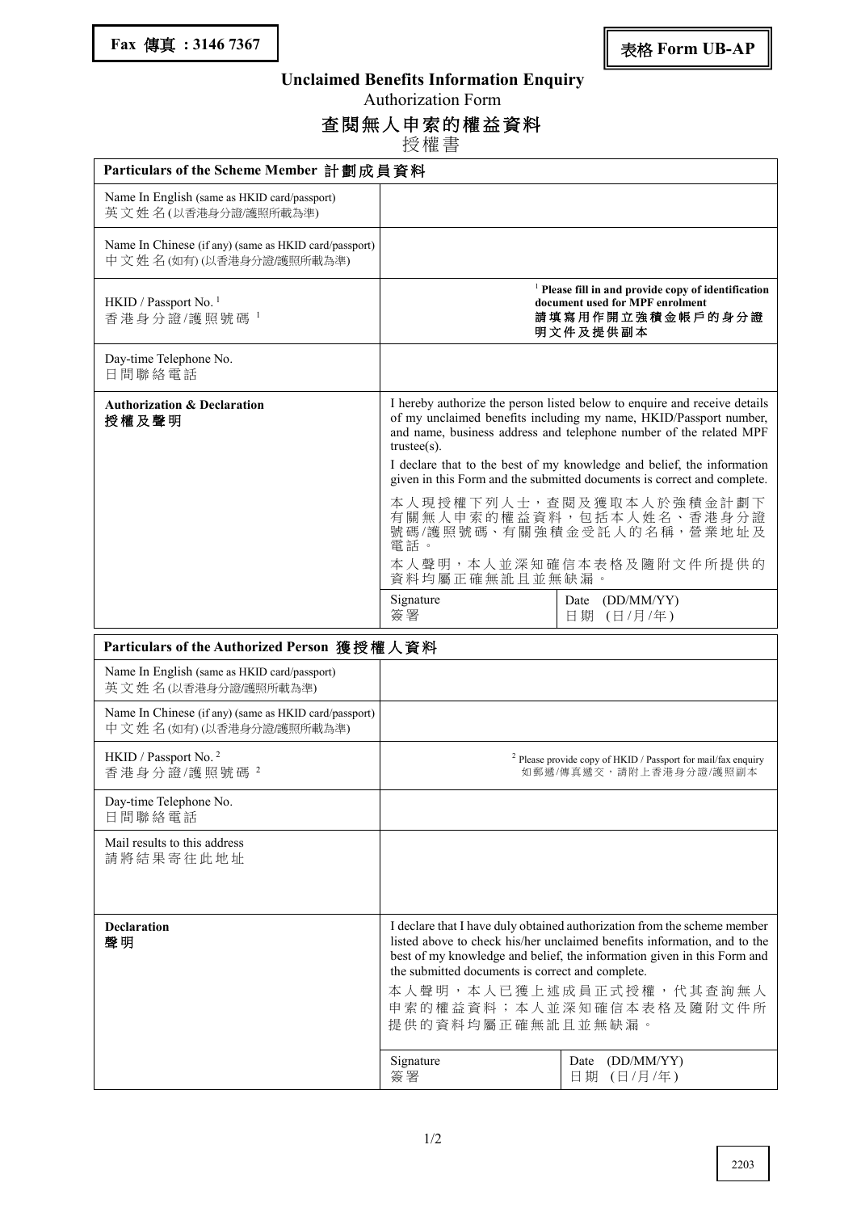**Fax 傳真 : 3146 7367**

**表格 Form UB-AP**

## Unclaimed Benefits Information Enquiry

Authorization Form

## 查閱無人申索的權益資料

授權書

| **Particulars of the Scheme Member 計劃成員資料** | | |
|---|---|---|
| Name In English (same as HKID card/passport)<br>英文姓名(以香港身分證/護照所載為準) | | |
| Name In Chinese (if any) (same as HKID card/passport)<br>中文姓名(如有) (以香港身分證/護照所載為準) | | |
| HKID / Passport No. [1]<br>香港身分證/護照號碼 [1] | [1] **Please fill in and provide copy of identification document used for MPF enrolment**<br>**請填寫用作開立強積金帳戶的身分證明文件及提供副本** | |
| Day-time Telephone No.<br>日間聯絡電話 | | |
| **Authorization & Declaration**<br>**授權及聲明** | I hereby authorize the person listed below to enquire and receive details of my unclaimed benefits including my name, HKID/Passport number, and name, business address and telephone number of the related MPF trustee(s).<br>I declare that to the best of my knowledge and belief, the information given in this Form and the submitted documents is correct and complete.<br>本人現授權下列人士，查閱及獲取本人於強積金計劃下有關無人申索的權益資料，包括本人姓名、香港身分證號碼/護照號碼、有關強積金受託人的名稱，營業地址及電話。<br>本人聲明，本人並深知確信本表格及隨附文件所提供的資料均屬正確無訛且並無缺漏。 | |
| | Signature<br>簽署 | Date (DD/MM/YY)<br>日期 (日/月/年) |

| **Particulars of the Authorized Person 獲授權人資料** | | |
|---|---|---|
| Name In English (same as HKID card/passport)<br>英文姓名(以香港身分證/護照所載為準) | | |
| Name In Chinese (if any) (same as HKID card/passport)<br>中文姓名(如有) (以香港身分證/護照所載為準) | | |
| HKID / Passport No. [2]<br>香港身分證/護照號碼 [2] | [2] Please provide copy of HKID / Passport for mail/fax enquiry<br>如郵遞/傳真遞交，請附上香港身分證/護照副本 | |
| Day-time Telephone No.<br>日間聯絡電話 | | |
| Mail results to this address<br>請將結果寄往此地址 | | |
| **Declaration**<br>**聲明** | I declare that I have duly obtained authorization from the scheme member listed above to check his/her unclaimed benefits information, and to the best of my knowledge and belief, the information given in this Form and the submitted documents is correct and complete.<br>本人聲明，本人已獲上述成員正式授權，代其查詢無人申索的權益資料；本人並深知確信本表格及隨附文件所提供的資料均屬正確無訛且並無缺漏。 | |
| | Signature<br>簽署 | Date (DD/MM/YY)<br>日期 (日/月/年) |

2203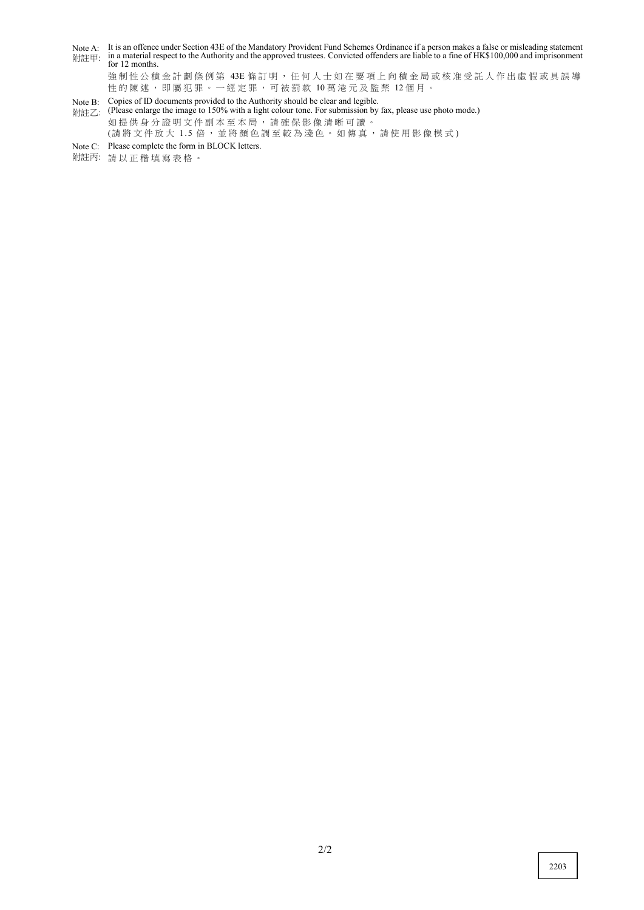Note A: It is an offence under Section 43E of the Mandatory Provident Fund Schemes Ordinance if a person makes a false or misleading statement in a material respect to the Authority and the approved trustees. Convicted offenders are liable to a fine of HK$100,000 and imprisonment for 12 months.

附註甲: 強制性公積金計劃條例第 43E 條訂明，任何人士如在要項上向積金局或核准受託人作出虛假或具誤導性的陳述，即屬犯罪。一經定罪，可被罰款 10 萬港元及監禁 12 個月。

Note B: Copies of ID documents provided to the Authority should be clear and legible. (Please enlarge the image to 150% with a light colour tone. For submission by fax, please use photo mode.)

附註乙: 如提供身分證明文件副本至本局，請確保影像清晰可讀。(請將文件放大 1.5 倍，並將顏色調至較為淺色。如傳真，請使用影像模式)

Note C: Please complete the form in BLOCK letters.

附註丙: 請以正楷填寫表格。

2203